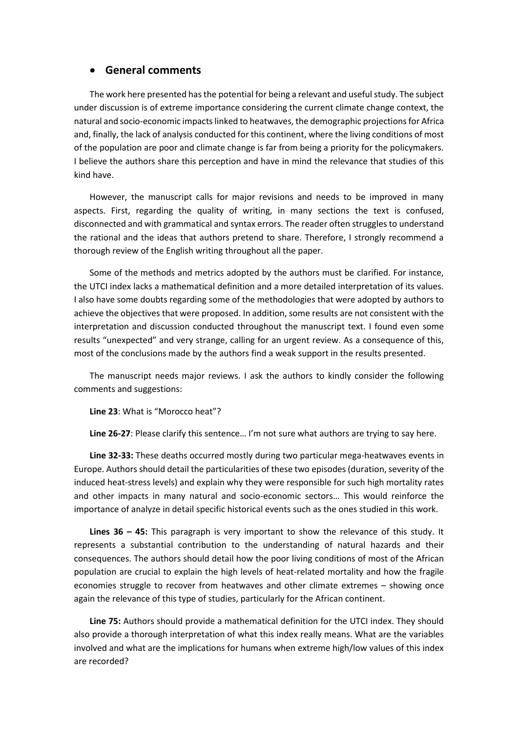- **General comments**

The work here presented has the potential for being a relevant and useful study. The subject under discussion is of extreme importance considering the current climate change context, the natural and socio-economic impacts linked to heatwaves, the demographic projections for Africa and, finally, the lack of analysis conducted for this continent, where the living conditions of most of the population are poor and climate change is far from being a priority for the policymakers. I believe the authors share this perception and have in mind the relevance that studies of this kind have.

However, the manuscript calls for major revisions and needs to be improved in many aspects. First, regarding the quality of writing, in many sections the text is confused, disconnected and with grammatical and syntax errors. The reader often struggles to understand the rational and the ideas that authors pretend to share. Therefore, I strongly recommend a thorough review of the English writing throughout all the paper.

Some of the methods and metrics adopted by the authors must be clarified. For instance, the UTCI index lacks a mathematical definition and a more detailed interpretation of its values. I also have some doubts regarding some of the methodologies that were adopted by authors to achieve the objectives that were proposed. In addition, some results are not consistent with the interpretation and discussion conducted throughout the manuscript text. I found even some results "unexpected" and very strange, calling for an urgent review. As a consequence of this, most of the conclusions made by the authors find a weak support in the results presented.

The manuscript needs major reviews. I ask the authors to kindly consider the following comments and suggestions:

**Line 23**: What is "Morocco heat"?

**Line 26-27**: Please clarify this sentence… I'm not sure what authors are trying to say here.

**Line 32-33:** These deaths occurred mostly during two particular mega-heatwaves events in Europe. Authors should detail the particularities of these two episodes (duration, severity of the induced heat-stress levels) and explain why they were responsible for such high mortality rates and other impacts in many natural and socio-economic sectors… This would reinforce the importance of analyze in detail specific historical events such as the ones studied in this work.

**Lines 36 – 45:** This paragraph is very important to show the relevance of this study. It represents a substantial contribution to the understanding of natural hazards and their consequences. The authors should detail how the poor living conditions of most of the African population are crucial to explain the high levels of heat-related mortality and how the fragile economies struggle to recover from heatwaves and other climate extremes – showing once again the relevance of this type of studies, particularly for the African continent.

**Line 75:** Authors should provide a mathematical definition for the UTCI index. They should also provide a thorough interpretation of what this index really means. What are the variables involved and what are the implications for humans when extreme high/low values of this index are recorded?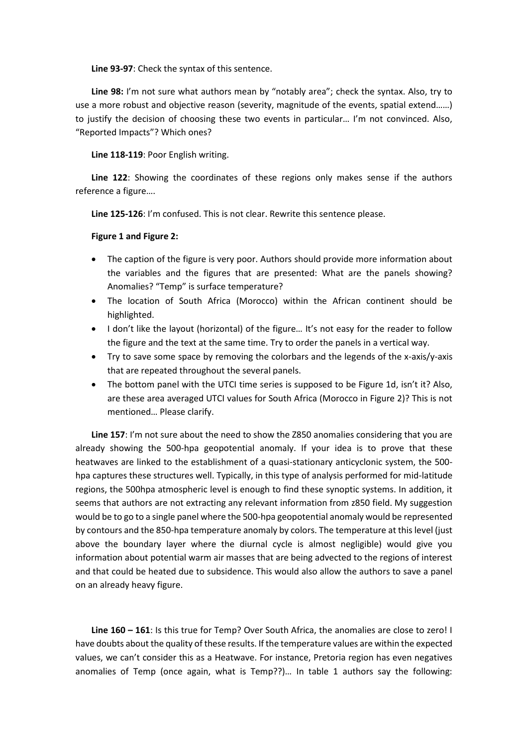**Line 93-97**: Check the syntax of this sentence.

**Line 98:** I'm not sure what authors mean by "notably area"; check the syntax. Also, try to use a more robust and objective reason (severity, magnitude of the events, spatial extend……) to justify the decision of choosing these two events in particular… I'm not convinced. Also, "Reported Impacts"? Which ones?

**Line 118-119**: Poor English writing.

**Line 122**: Showing the coordinates of these regions only makes sense if the authors reference a figure….

**Line 125-126**: I'm confused. This is not clear. Rewrite this sentence please.

**Figure 1 and Figure 2:**

- The caption of the figure is very poor. Authors should provide more information about the variables and the figures that are presented: What are the panels showing? Anomalies? "Temp" is surface temperature?
- The location of South Africa (Morocco) within the African continent should be highlighted.
- I don't like the layout (horizontal) of the figure… It's not easy for the reader to follow the figure and the text at the same time. Try to order the panels in a vertical way.
- Try to save some space by removing the colorbars and the legends of the x-axis/y-axis that are repeated throughout the several panels.
- The bottom panel with the UTCI time series is supposed to be Figure 1d, isn't it? Also, are these area averaged UTCI values for South Africa (Morocco in Figure 2)? This is not mentioned… Please clarify.

**Line 157**: I'm not sure about the need to show the Z850 anomalies considering that you are already showing the 500-hpa geopotential anomaly. If your idea is to prove that these heatwaves are linked to the establishment of a quasi-stationary anticyclonic system, the 500-hpa captures these structures well. Typically, in this type of analysis performed for mid-latitude regions, the 500hpa atmospheric level is enough to find these synoptic systems. In addition, it seems that authors are not extracting any relevant information from z850 field. My suggestion would be to go to a single panel where the 500-hpa geopotential anomaly would be represented by contours and the 850-hpa temperature anomaly by colors. The temperature at this level (just above the boundary layer where the diurnal cycle is almost negligible) would give you information about potential warm air masses that are being advected to the regions of interest and that could be heated due to subsidence. This would also allow the authors to save a panel on an already heavy figure.

**Line 160 – 161**: Is this true for Temp? Over South Africa, the anomalies are close to zero! I have doubts about the quality of these results. If the temperature values are within the expected values, we can't consider this as a Heatwave. For instance, Pretoria region has even negatives anomalies of Temp (once again, what is Temp??)… In table 1 authors say the following: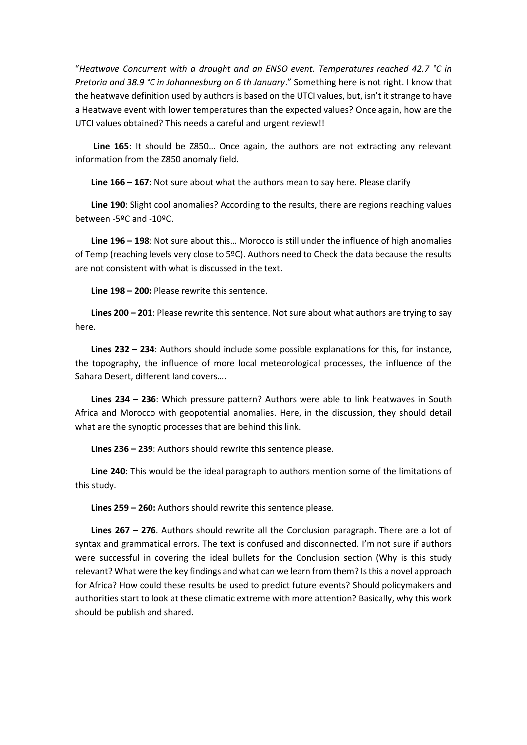"*Heatwave Concurrent with a drought and an ENSO event. Temperatures reached 42.7 °C in Pretoria and 38.9 °C in Johannesburg on 6 th January*." Something here is not right. I know that the heatwave definition used by authors is based on the UTCI values, but, isn't it strange to have a Heatwave event with lower temperatures than the expected values? Once again, how are the UTCI values obtained? This needs a careful and urgent review!!

**Line 165:** It should be Z850… Once again, the authors are not extracting any relevant information from the Z850 anomaly field.

**Line 166 – 167:** Not sure about what the authors mean to say here. Please clarify

**Line 190**: Slight cool anomalies? According to the results, there are regions reaching values between -5ºC and -10ºC.

**Line 196 – 198**: Not sure about this… Morocco is still under the influence of high anomalies of Temp (reaching levels very close to 5ºC). Authors need to Check the data because the results are not consistent with what is discussed in the text.

**Line 198 – 200:** Please rewrite this sentence.

**Lines 200 – 201**: Please rewrite this sentence. Not sure about what authors are trying to say here.

**Lines 232 – 234**: Authors should include some possible explanations for this, for instance, the topography, the influence of more local meteorological processes, the influence of the Sahara Desert, different land covers….

**Lines 234 – 236**: Which pressure pattern? Authors were able to link heatwaves in South Africa and Morocco with geopotential anomalies. Here, in the discussion, they should detail what are the synoptic processes that are behind this link.

**Lines 236 – 239**: Authors should rewrite this sentence please.

**Line 240**: This would be the ideal paragraph to authors mention some of the limitations of this study.

**Lines 259 – 260:** Authors should rewrite this sentence please.

**Lines 267 – 276**. Authors should rewrite all the Conclusion paragraph. There are a lot of syntax and grammatical errors. The text is confused and disconnected. I'm not sure if authors were successful in covering the ideal bullets for the Conclusion section (Why is this study relevant? What were the key findings and what can we learn from them? Is this a novel approach for Africa? How could these results be used to predict future events? Should policymakers and authorities start to look at these climatic extreme with more attention? Basically, why this work should be publish and shared.